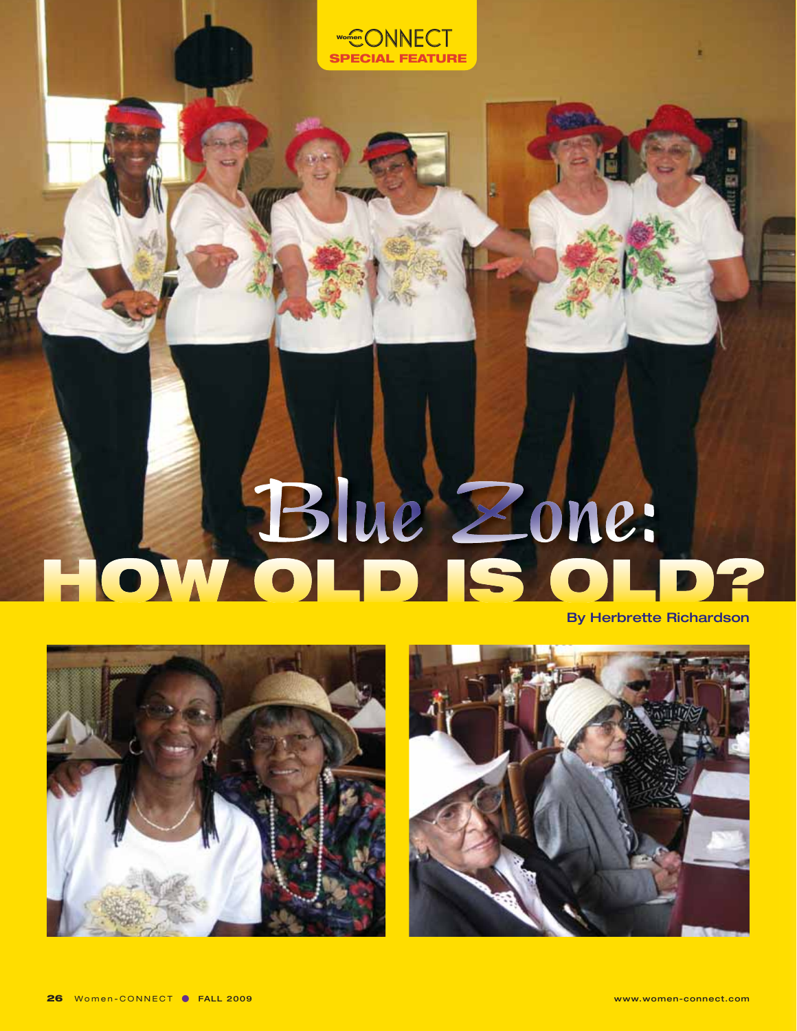Women CONNECT SPECIAL FEATURE

# Blue Zone: HOW OLD IS OLD?

By Herbrette Richardson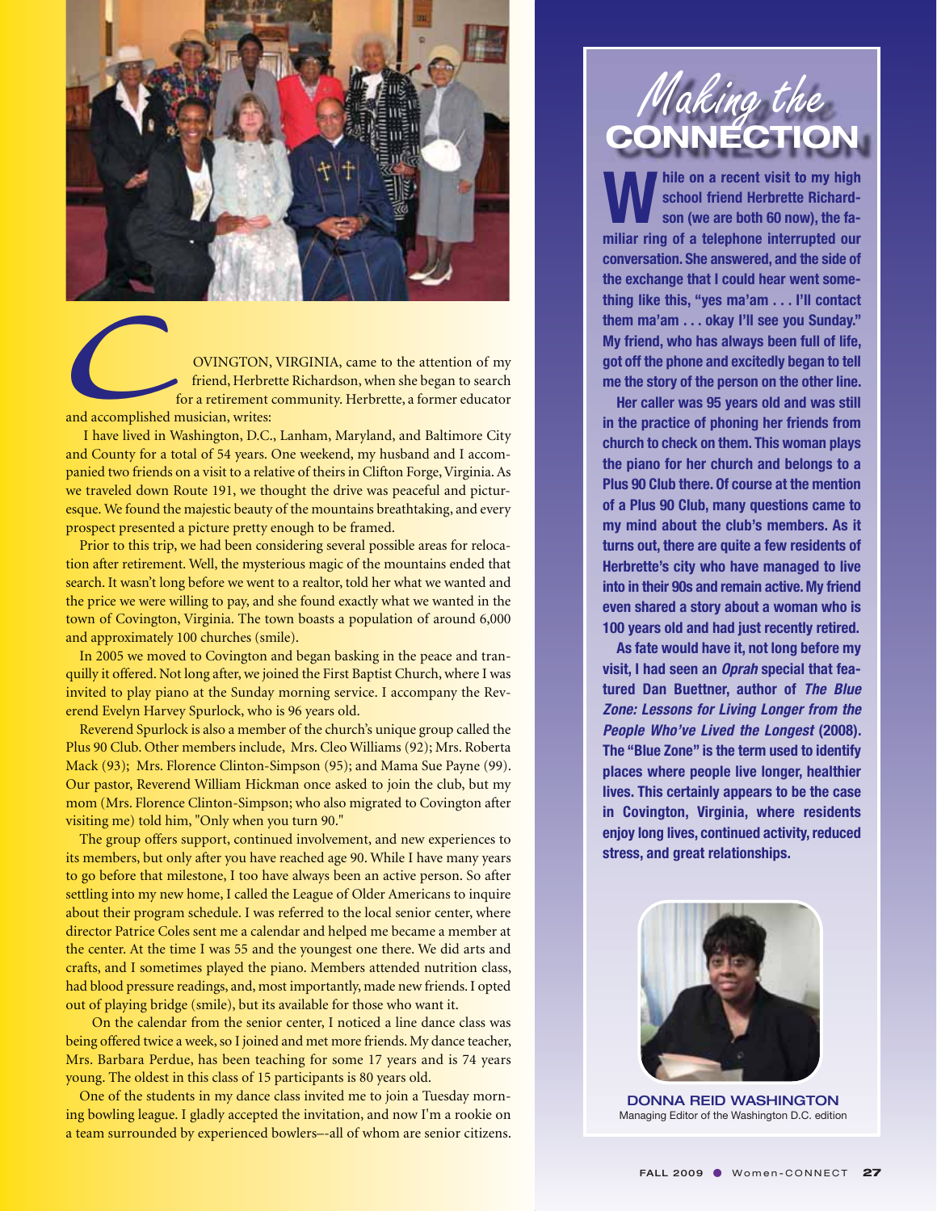COVINGTON, VIRGINIA, came to the attention of my friend, Herbrette Richardson, when she began to search for a retirement community. Herbrette, a former educator and accomplished musician, writes:

I have lived in Washington, D.C., Lanham, Maryland, and Baltimore City and County for a total of 54 years. One weekend, my husband and I accompanied two friends on a visit to a relative of theirs in Clifton Forge, Virginia. As we traveled down Route 191, we thought the drive was peaceful and picturesque. We found the majestic beauty of the mountains breathtaking, and every prospect presented a picture pretty enough to be framed.

Prior to this trip, we had been considering several possible areas for relocation after retirement. Well, the mysterious magic of the mountains ended that search. It wasn't long before we went to a realtor, told her what we wanted and the price we were willing to pay, and she found exactly what we wanted in the town of Covington, Virginia. The town boasts a population of around 6,000 and approximately 100 churches (smile).

In 2005 we moved to Covington and began basking in the peace and tranquilly it offered. Not long after, we joined the First Baptist Church, where I was invited to play piano at the Sunday morning service. I accompany the Reverend Evelyn Harvey Spurlock, who is 96 years old.

Reverend Spurlock is also a member of the church's unique group called the Plus 90 Club. Other members include, Mrs. Cleo Williams (92); Mrs. Roberta Mack (93); Mrs. Florence Clinton-Simpson (95); and Mama Sue Payne (99). Our pastor, Reverend William Hickman once asked to join the club, but my mom (Mrs. Florence Clinton-Simpson; who also migrated to Covington after visiting me) told him, "Only when you turn 90."

The group offers support, continued involvement, and new experiences to its members, but only after you have reached age 90. While I have many years to go before that milestone, I too have always been an active person. So after settling into my new home, I called the League of Older Americans to inquire about their program schedule. I was referred to the local senior center, where director Patrice Coles sent me a calendar and helped me became a member at the center. At the time I was 55 and the youngest one there. We did arts and crafts, and I sometimes played the piano. Members attended nutrition class, had blood pressure readings, and, most importantly, made new friends. I opted out of playing bridge (smile), but its available for those who want it.

On the calendar from the senior center, I noticed a line dance class was being offered twice a week, so I joined and met more friends. My dance teacher, Mrs. Barbara Perdue, has been teaching for some 17 years and is 74 years young. The oldest in this class of 15 participants is 80 years old.

One of the students in my dance class invited me to join a Tuesday morning bowling league. I gladly accepted the invitation, and now I'm a rookie on a team surrounded by experienced bowlers–-all of whom are senior citizens.

# *Making the* CONNECTION

**While on a recent visit to my high school friend Herbrette Richardson (we are both 60 now), the familiar ring of a telephone interrupted our conversation. She answered, and the side of the exchange that I could hear went something like this, "yes ma'am . . . I'll contact them ma'am . . . okay I'll see you Sunday." My friend, who has always been full of life, got off the phone and excitedly began to tell me the story of the person on the other line.**

**Her caller was 95 years old and was still in the practice of phoning her friends from church to check on them. This woman plays the piano for her church and belongs to a Plus 90 Club there. Of course at the mention of a Plus 90 Club, many questions came to my mind about the club's members. As it turns out, there are quite a few residents of Herbrette's city who have managed to live into in their 90s and remain active. My friend even shared a story about a woman who is 100 years old and had just recently retired.**

**As fate would have it, not long before my visit, I had seen an *Oprah* special that featured Dan Buettner, author of *The Blue Zone: Lessons for Living Longer from the People Who've Lived the Longest* (2008). The "Blue Zone" is the term used to identify places where people live longer, healthier lives. This certainly appears to be the case in Covington, Virginia, where residents enjoy long lives, continued activity, reduced stress, and great relationships.**

**DONNA REID WASHINGTON**
Managing Editor of the Washington D.C. edition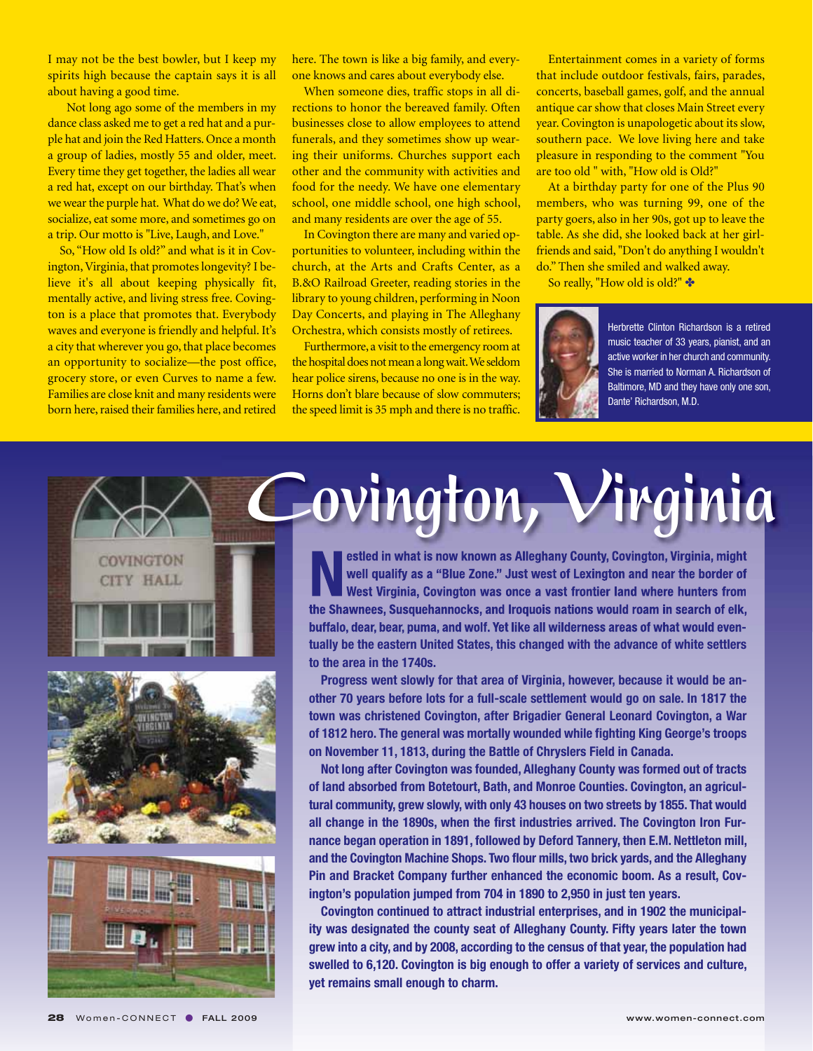I may not be the best bowler, but I keep my spirits high because the captain says it is all about having a good time.

Not long ago some of the members in my dance class asked me to get a red hat and a purple hat and join the Red Hatters. Once a month a group of ladies, mostly 55 and older, meet. Every time they get together, the ladies all wear a red hat, except on our birthday. That's when we wear the purple hat. What do we do? We eat, socialize, eat some more, and sometimes go on a trip. Our motto is "Live, Laugh, and Love."

So, "How old Is old?" and what is it in Covington, Virginia, that promotes longevity? I believe it's all about keeping physically fit, mentally active, and living stress free. Covington is a place that promotes that. Everybody waves and everyone is friendly and helpful. It's a city that wherever you go, that place becomes an opportunity to socialize—the post office, grocery store, or even Curves to name a few. Families are close knit and many residents were born here, raised their families here, and retired here. The town is like a big family, and everyone knows and cares about everybody else.

When someone dies, traffic stops in all directions to honor the bereaved family. Often businesses close to allow employees to attend funerals, and they sometimes show up wearing their uniforms. Churches support each other and the community with activities and food for the needy. We have one elementary school, one middle school, one high school, and many residents are over the age of 55.

In Covington there are many and varied opportunities to volunteer, including within the church, at the Arts and Crafts Center, as a B.&O Railroad Greeter, reading stories in the library to young children, performing in Noon Day Concerts, and playing in The Alleghany Orchestra, which consists mostly of retirees.

Furthermore, a visit to the emergency room at the hospital does not mean a long wait. We seldom hear police sirens, because no one is in the way. Horns don't blare because of slow commuters; the speed limit is 35 mph and there is no traffic.

Entertainment comes in a variety of forms that include outdoor festivals, fairs, parades, concerts, baseball games, golf, and the annual antique car show that closes Main Street every year. Covington is unapologetic about its slow, southern pace. We love living here and take pleasure in responding to the comment "You are too old " with, "How old is Old?"

At a birthday party for one of the Plus 90 members, who was turning 99, one of the party goers, also in her 90s, got up to leave the table. As she did, she looked back at her girlfriends and said, "Don't do anything I wouldn't do." Then she smiled and walked away.

So really, "How old is old?" ✤

Herbrette Clinton Richardson is a retired music teacher of 33 years, pianist, and an active worker in her church and community. She is married to Norman A. Richardson of Baltimore, MD and they have only one son, Dante' Richardson, M.D.

# Covington, Virginia

**Nestled in what is now known as Alleghany County, Covington, Virginia, might well qualify as a "Blue Zone." Just west of Lexington and near the border of West Virginia, Covington was once a vast frontier land where hunters from the Shawnees, Susquehannocks, and Iroquois nations would roam in search of elk, buffalo, dear, bear, puma, and wolf. Yet like all wilderness areas of what would eventually be the eastern United States, this changed with the advance of white settlers to the area in the 1740s.**

**Progress went slowly for that area of Virginia, however, because it would be another 70 years before lots for a full-scale settlement would go on sale. In 1817 the town was christened Covington, after Brigadier General Leonard Covington, a War of 1812 hero. The general was mortally wounded while fighting King George's troops on November 11, 1813, during the Battle of Chryslers Field in Canada.**

**Not long after Covington was founded, Alleghany County was formed out of tracts of land absorbed from Botetourt, Bath, and Monroe Counties. Covington, an agricultural community, grew slowly, with only 43 houses on two streets by 1855. That would all change in the 1890s, when the first industries arrived. The Covington Iron Furnance began operation in 1891, followed by Deford Tannery, then E.M. Nettleton mill, and the Covington Machine Shops. Two flour mills, two brick yards, and the Alleghany Pin and Bracket Company further enhanced the economic boom. As a result, Covington's population jumped from 704 in 1890 to 2,950 in just ten years.**

**Covington continued to attract industrial enterprises, and in 1902 the municipality was designated the county seat of Alleghany County. Fifty years later the town grew into a city, and by 2008, according to the census of that year, the population had swelled to 6,120. Covington is big enough to offer a variety of services and culture, yet remains small enough to charm.**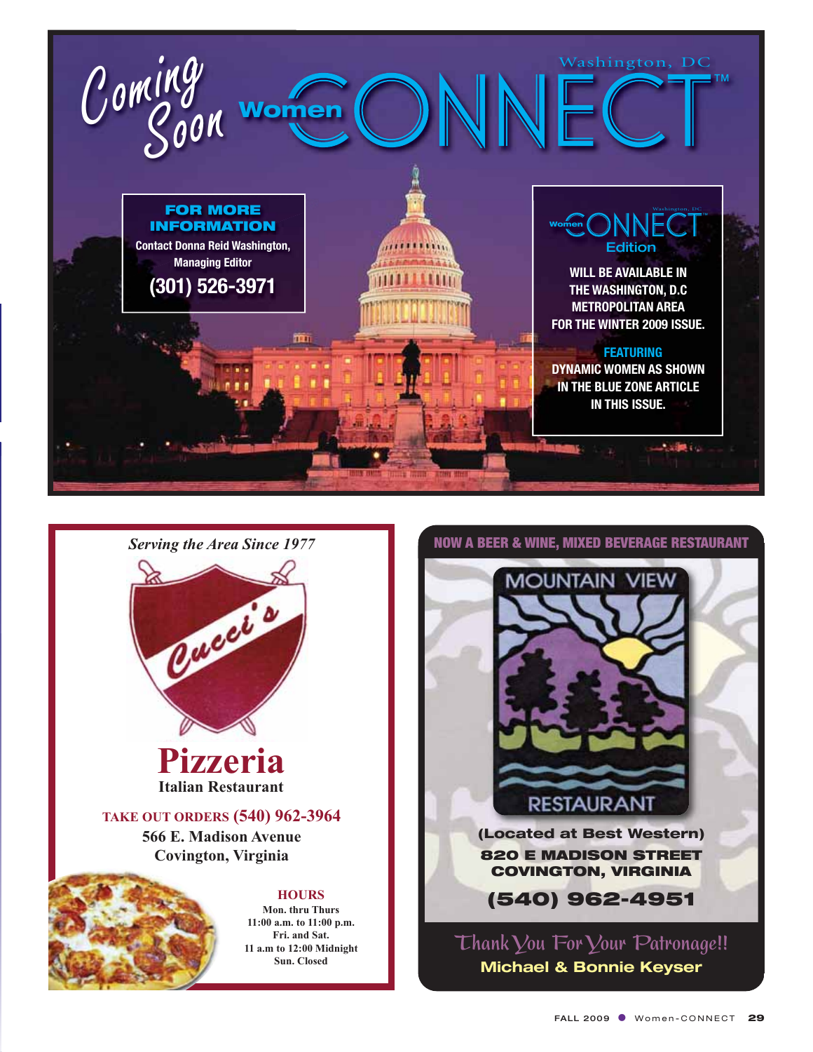# Coming Soon

## Women CONNECT™

Washington, DC

### FOR MORE INFORMATION

Contact Donna Reid Washington, Managing Editor

**(301) 526-3971**

Women CONNECT Washington, DC Edition

WILL BE AVAILABLE IN THE WASHINGTON, D.C METROPOLITAN AREA FOR THE WINTER 2009 ISSUE.

**FEATURING**

DYNAMIC WOMEN AS SHOWN IN THE BLUE ZONE ARTICLE IN THIS ISSUE.

---

*Serving the Area Since 1977*

Cucci's

# Pizzeria

**Italian Restaurant**

TAKE OUT ORDERS **(540) 962-3964**

566 E. Madison Avenue
Covington, Virginia

**HOURS**

Mon. thru Thurs
11:00 a.m. to 11:00 p.m.
Fri. and Sat.
11 a.m to 12:00 Midnight
Sun. Closed

---

**NOW A BEER & WINE, MIXED BEVERAGE RESTAURANT**

MOUNTAIN VIEW RESTAURANT

**(Located at Best Western)**

**820 E MADISON STREET**
**COVINGTON, VIRGINIA**

**(540) 962-4951**

*Thank You For Your Patronage!!*

**Michael & Bonnie Keyser**